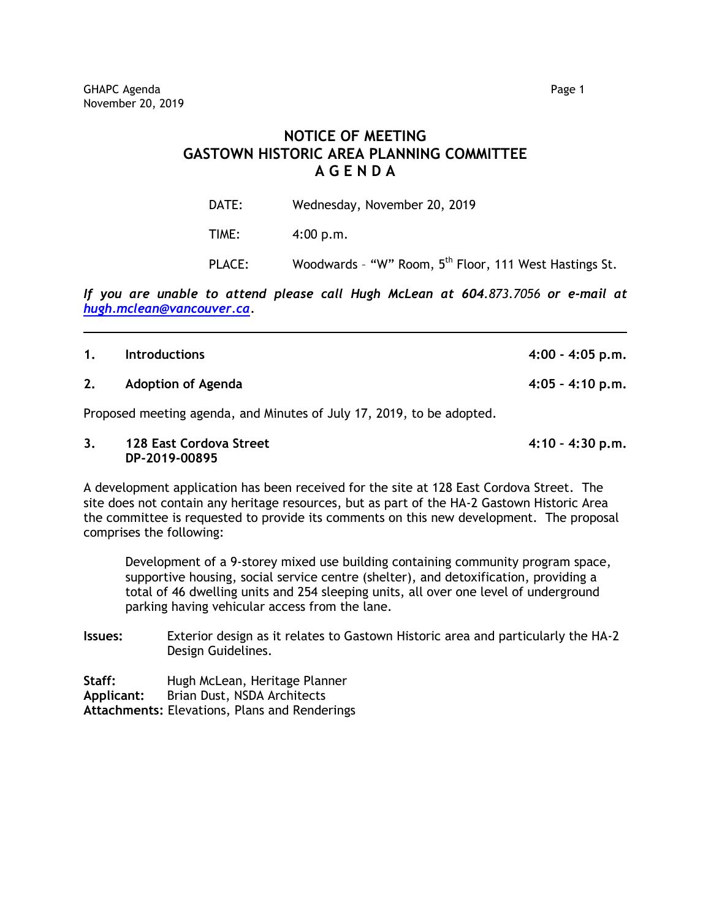# NOTICE OF MEETING
# GASTOWN HISTORIC AREA PLANNING COMMITTEE
# A G E N D A

DATE: Wednesday, November 20, 2019

TIME: 4:00 p.m.

PLACE: Woodwards – "W" Room, 5th Floor, 111 West Hastings St.

***If you are unable to attend please call Hugh McLean at 604****.873.7056 or e-mail at* ***[hugh.mclean@vancouver.ca](mailto:hugh.mclean@vancouver.ca)***.

---

**1. Introductions** **4:00 - 4:05 p.m.**

**2. Adoption of Agenda** **4:05 – 4:10 p.m.**

Proposed meeting agenda, and Minutes of July 17, 2019, to be adopted.

**3. 128 East Cordova Street** **4:10 – 4:30 p.m.**
**DP-2019-00895**

A development application has been received for the site at 128 East Cordova Street. The site does not contain any heritage resources, but as part of the HA-2 Gastown Historic Area the committee is requested to provide its comments on this new development. The proposal comprises the following:

> Development of a 9-storey mixed use building containing community program space, supportive housing, social service centre (shelter), and detoxification, providing a total of 46 dwelling units and 254 sleeping units, all over one level of underground parking having vehicular access from the lane.

**Issues:** Exterior design as it relates to Gastown Historic area and particularly the HA-2 Design Guidelines.

**Staff:** Hugh McLean, Heritage Planner
**Applicant:** Brian Dust, NSDA Architects
**Attachments:** Elevations, Plans and Renderings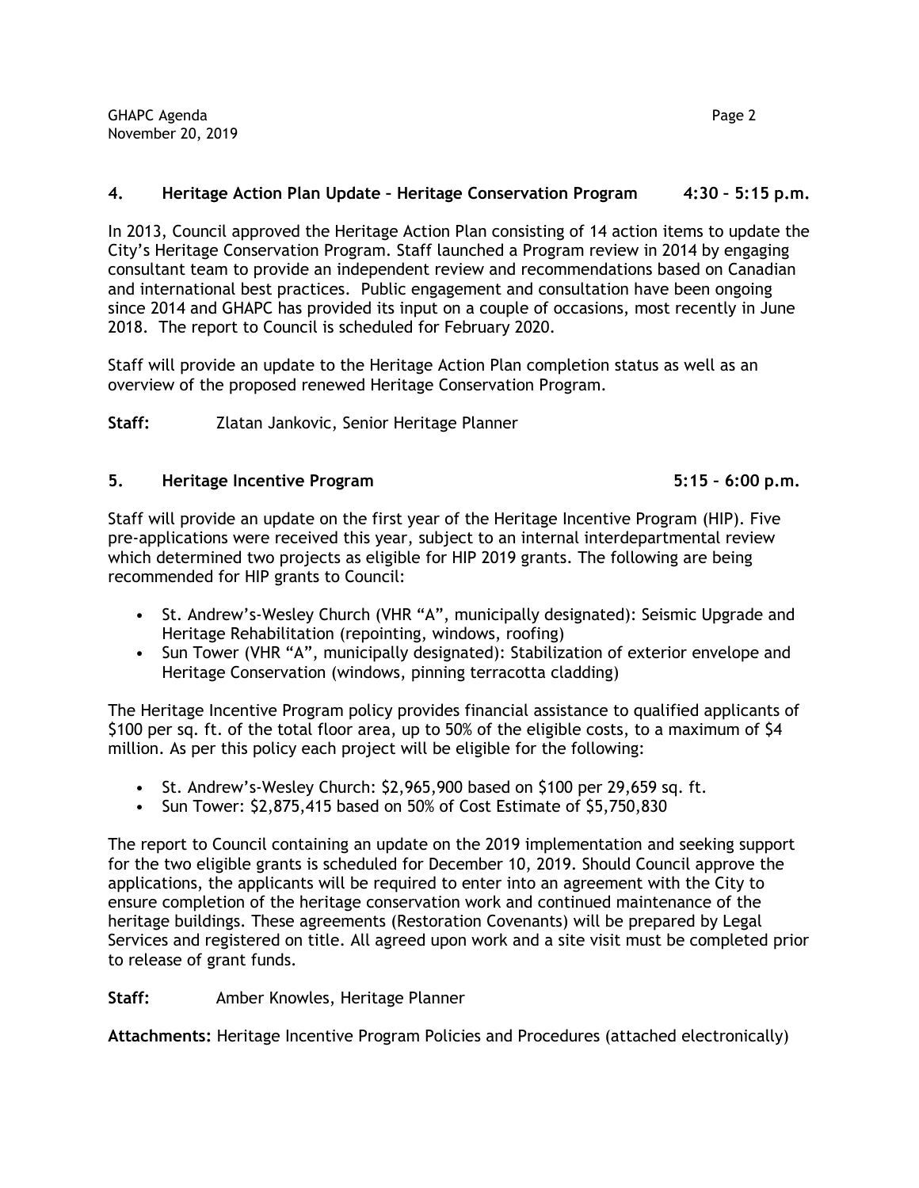## 4. Heritage Action Plan Update – Heritage Conservation Program 4:30 – 5:15 p.m.

In 2013, Council approved the Heritage Action Plan consisting of 14 action items to update the City's Heritage Conservation Program. Staff launched a Program review in 2014 by engaging consultant team to provide an independent review and recommendations based on Canadian and international best practices. Public engagement and consultation have been ongoing since 2014 and GHAPC has provided its input on a couple of occasions, most recently in June 2018. The report to Council is scheduled for February 2020.

Staff will provide an update to the Heritage Action Plan completion status as well as an overview of the proposed renewed Heritage Conservation Program.

**Staff:** Zlatan Jankovic, Senior Heritage Planner

## 5. Heritage Incentive Program 5:15 – 6:00 p.m.

Staff will provide an update on the first year of the Heritage Incentive Program (HIP). Five pre-applications were received this year, subject to an internal interdepartmental review which determined two projects as eligible for HIP 2019 grants. The following are being recommended for HIP grants to Council:

- St. Andrew's-Wesley Church (VHR "A", municipally designated): Seismic Upgrade and Heritage Rehabilitation (repointing, windows, roofing)
- Sun Tower (VHR "A", municipally designated): Stabilization of exterior envelope and Heritage Conservation (windows, pinning terracotta cladding)

The Heritage Incentive Program policy provides financial assistance to qualified applicants of $100 per sq. ft. of the total floor area, up to 50% of the eligible costs, to a maximum of $4 million. As per this policy each project will be eligible for the following:

- St. Andrew's-Wesley Church: $2,965,900 based on $100 per 29,659 sq. ft.
- Sun Tower: $2,875,415 based on 50% of Cost Estimate of $5,750,830

The report to Council containing an update on the 2019 implementation and seeking support for the two eligible grants is scheduled for December 10, 2019. Should Council approve the applications, the applicants will be required to enter into an agreement with the City to ensure completion of the heritage conservation work and continued maintenance of the heritage buildings. These agreements (Restoration Covenants) will be prepared by Legal Services and registered on title. All agreed upon work and a site visit must be completed prior to release of grant funds.

**Staff:** Amber Knowles, Heritage Planner

**Attachments:** Heritage Incentive Program Policies and Procedures (attached electronically)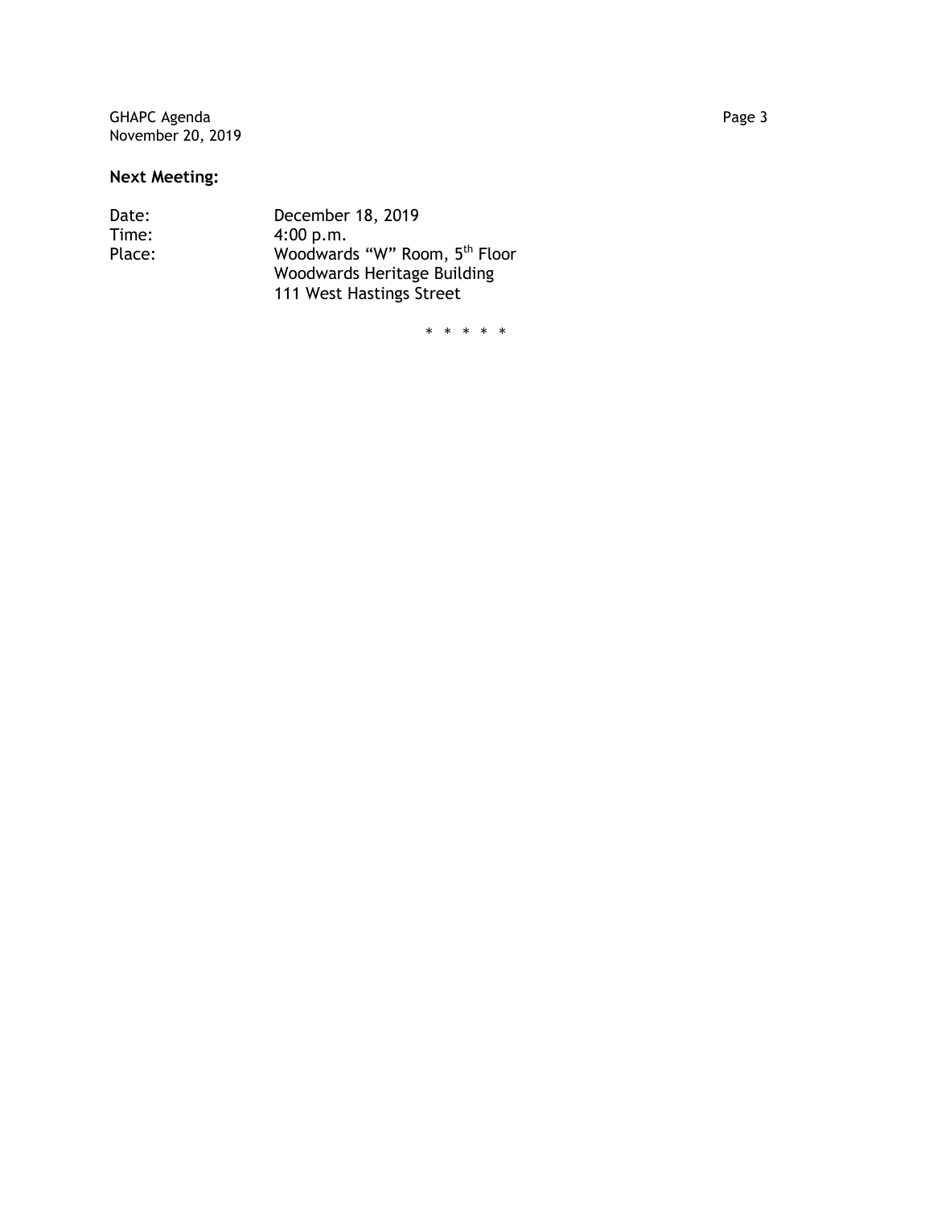**Next Meeting:**

| | |
|---|---|
| Date: | December 18, 2019 |
| Time: | 4:00 p.m. |
| Place: | Woodwards “W” Room, 5th Floor<br>Woodwards Heritage Building<br>111 West Hastings Street |

\* \* \* \* \*